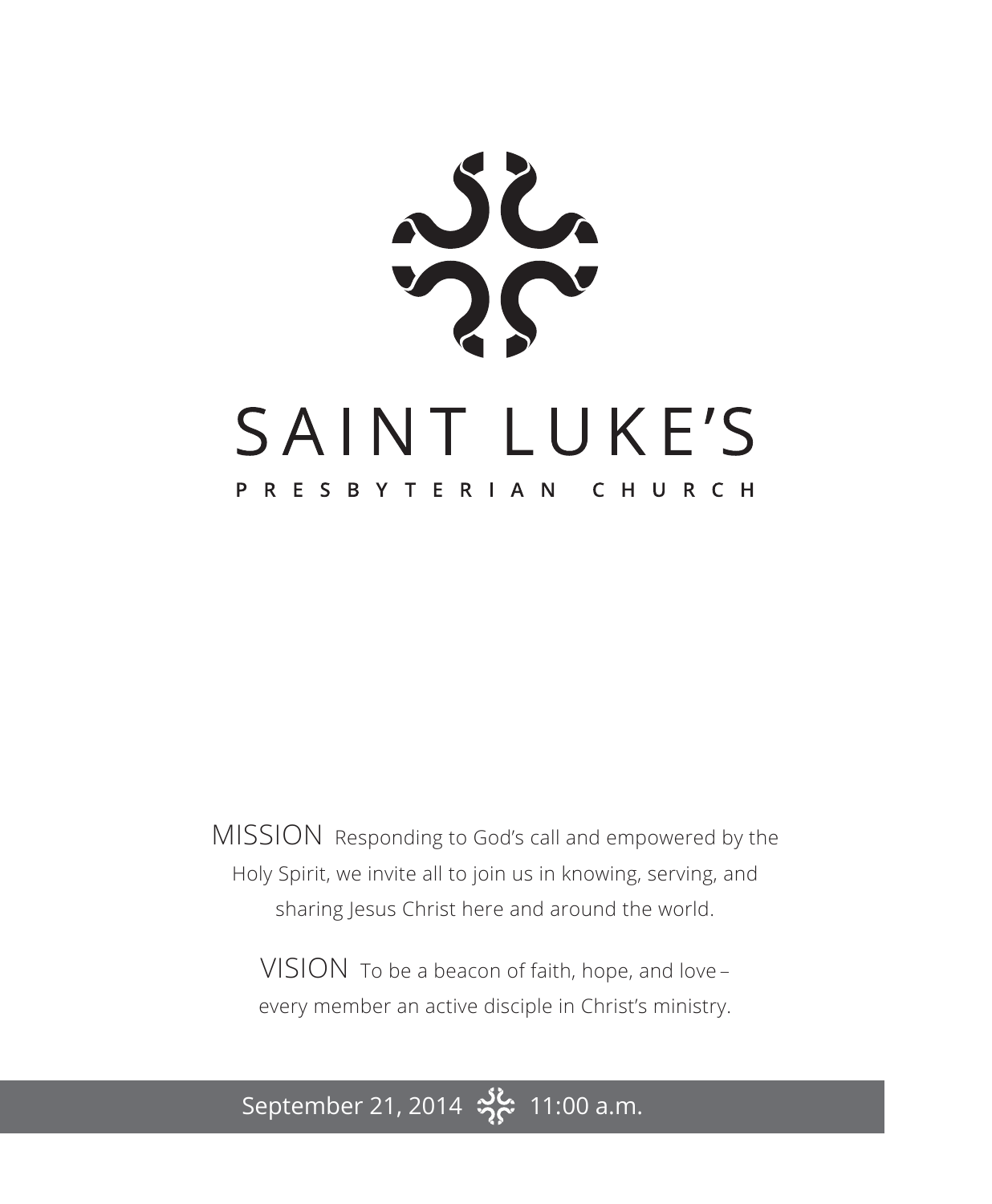# SAINT LUKE'S

## PRESBYTERIAN CHURCH

MISSION Responding to God's call and empowered by the Holy Spirit, we invite all to join us in knowing, serving, and sharing Jesus Christ here and around the world.

VISION To be a beacon of faith, hope, and love – every member an active disciple in Christ's ministry.

September 21, 2014 11:00 a.m.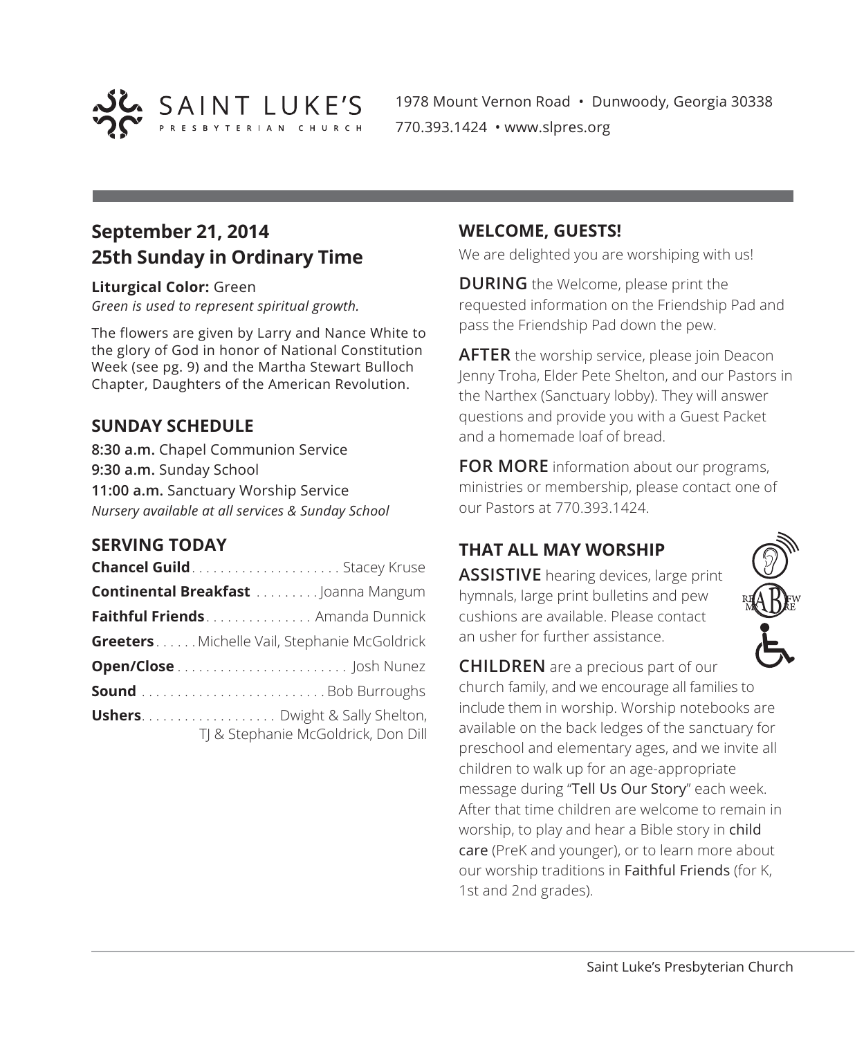SAINT LUKE'S PRESBYTERIAN CHURCH

1978 Mount Vernon Road • Dunwoody, Georgia 30338
770.393.1424 • www.slpres.org

## September 21, 2014
## 25th Sunday in Ordinary Time

**Liturgical Color:** Green
*Green is used to represent spiritual growth.*

The flowers are given by Larry and Nance White to the glory of God in honor of National Constitution Week (see pg. 9) and the Martha Stewart Bulloch Chapter, Daughters of the American Revolution.

### SUNDAY SCHEDULE

**8:30 a.m.** Chapel Communion Service
**9:30 a.m.** Sunday School
**11:00 a.m.** Sanctuary Worship Service
*Nursery available at all services & Sunday School*

### SERVING TODAY

**Chancel Guild** . . . . . . . . . . . . . . . . . . . . . Stacey Kruse
**Continental Breakfast** . . . . . . . . . Joanna Mangum
**Faithful Friends** . . . . . . . . . . . . . . . Amanda Dunnick
**Greeters** . . . . . . Michelle Vail, Stephanie McGoldrick
**Open/Close** . . . . . . . . . . . . . . . . . . . . . . . . Josh Nunez
**Sound** . . . . . . . . . . . . . . . . . . . . . . . . . . Bob Burroughs
**Ushers** . . . . . . . . . . . . . . . . . . Dwight & Sally Shelton, TJ & Stephanie McGoldrick, Don Dill

### WELCOME, GUESTS!

We are delighted you are worshiping with us!

**DURING** the Welcome, please print the requested information on the Friendship Pad and pass the Friendship Pad down the pew.

**AFTER** the worship service, please join Deacon Jenny Troha, Elder Pete Shelton, and our Pastors in the Narthex (Sanctuary lobby). They will answer questions and provide you with a Guest Packet and a homemade loaf of bread.

**FOR MORE** information about our programs, ministries or membership, please contact one of our Pastors at 770.393.1424.

### THAT ALL MAY WORSHIP

**ASSISTIVE** hearing devices, large print hymnals, large print bulletins and pew cushions are available. Please contact an usher for further assistance.

**CHILDREN** are a precious part of our church family, and we encourage all families to include them in worship. Worship notebooks are available on the back ledges of the sanctuary for preschool and elementary ages, and we invite all children to walk up for an age-appropriate message during "Tell Us Our Story" each week. After that time children are welcome to remain in worship, to play and hear a Bible story in child care (PreK and younger), or to learn more about our worship traditions in Faithful Friends (for K, 1st and 2nd grades).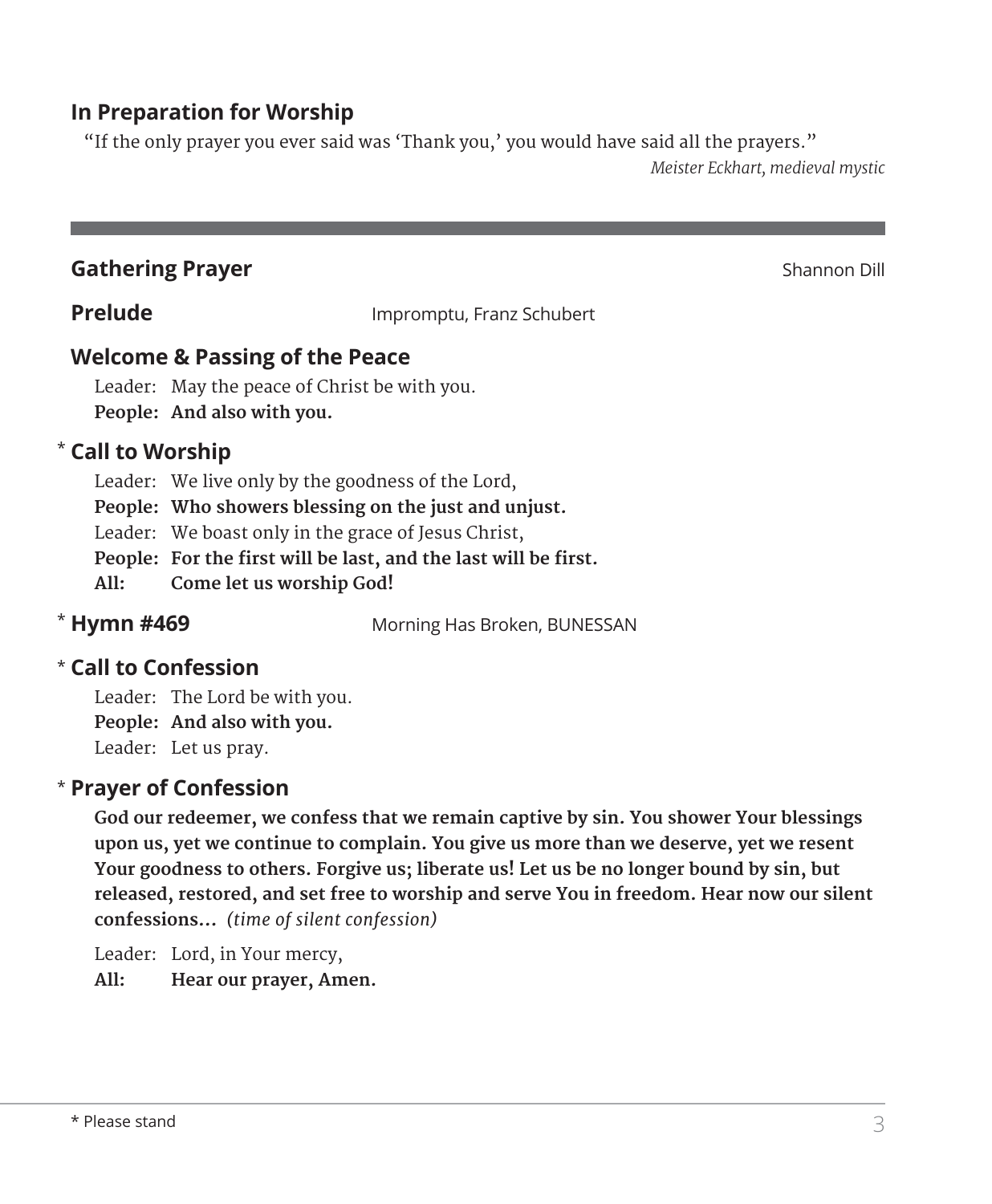## In Preparation for Worship

"If the only prayer you ever said was 'Thank you,' you would have said all the prayers."

*Meister Eckhart, medieval mystic*

---

## Gathering Prayer

Shannon Dill

## Prelude

Impromptu, Franz Schubert

## Welcome & Passing of the Peace

Leader: May the peace of Christ be with you.
**People: And also with you.**

## * Call to Worship

Leader: We live only by the goodness of the Lord,
**People: Who showers blessing on the just and unjust.**
Leader: We boast only in the grace of Jesus Christ,
**People: For the first will be last, and the last will be first.**
**All: Come let us worship God!**

## * Hymn #469

Morning Has Broken, BUNESSAN

## * Call to Confession

Leader: The Lord be with you.
**People: And also with you.**
Leader: Let us pray.

## * Prayer of Confession

**God our redeemer, we confess that we remain captive by sin. You shower Your blessings upon us, yet we continue to complain. You give us more than we deserve, yet we resent Your goodness to others. Forgive us; liberate us! Let us be no longer bound by sin, but released, restored, and set free to worship and serve You in freedom. Hear now our silent confessions...** *(time of silent confession)*

Leader: Lord, in Your mercy,
**All: Hear our prayer, Amen.**

* Please stand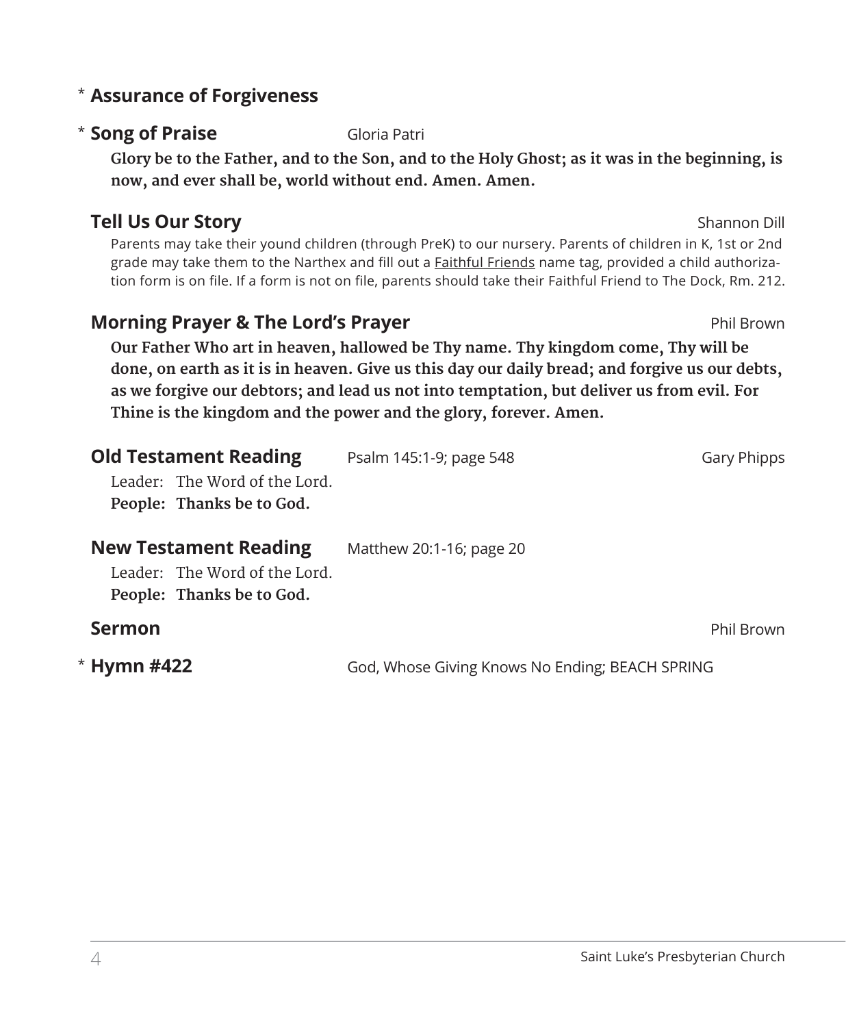\* **Assurance of Forgiveness**

\* **Song of Praise** Gloria Patri

**Glory be to the Father, and to the Son, and to the Holy Ghost; as it was in the beginning, is now, and ever shall be, world without end. Amen. Amen.**

**Tell Us Our Story** Shannon Dill

Parents may take their yound children (through PreK) to our nursery. Parents of children in K, 1st or 2nd grade may take them to the Narthex and fill out a Faithful Friends name tag, provided a child authorization form is on file. If a form is not on file, parents should take their Faithful Friend to The Dock, Rm. 212.

**Morning Prayer & The Lord's Prayer** Phil Brown

**Our Father Who art in heaven, hallowed be Thy name. Thy kingdom come, Thy will be done, on earth as it is in heaven. Give us this day our daily bread; and forgive us our debts, as we forgive our debtors; and lead us not into temptation, but deliver us from evil. For Thine is the kingdom and the power and the glory, forever. Amen.**

**Old Testament Reading** Psalm 145:1-9; page 548 Gary Phipps

Leader: The Word of the Lord.
**People: Thanks be to God.**

**New Testament Reading** Matthew 20:1-16; page 20

Leader: The Word of the Lord.
**People: Thanks be to God.**

**Sermon** Phil Brown

\* **Hymn #422** God, Whose Giving Knows No Ending; BEACH SPRING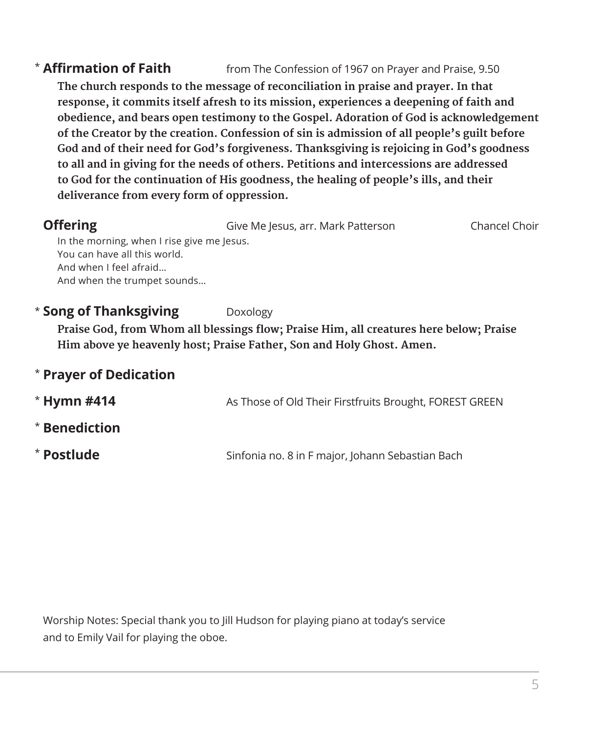\* **Affirmation of Faith** from The Confession of 1967 on Prayer and Praise, 9.50

**The church responds to the message of reconciliation in praise and prayer. In that response, it commits itself afresh to its mission, experiences a deepening of faith and obedience, and bears open testimony to the Gospel. Adoration of God is acknowledgement of the Creator by the creation. Confession of sin is admission of all people's guilt before God and of their need for God's forgiveness. Thanksgiving is rejoicing in God's goodness to all and in giving for the needs of others. Petitions and intercessions are addressed to God for the continuation of His goodness, the healing of people's ills, and their deliverance from every form of oppression.**

**Offering** Give Me Jesus, arr. Mark Patterson Chancel Choir

In the morning, when I rise give me Jesus.
You can have all this world.
And when I feel afraid…
And when the trumpet sounds…

\* **Song of Thanksgiving** Doxology

**Praise God, from Whom all blessings flow; Praise Him, all creatures here below; Praise Him above ye heavenly host; Praise Father, Son and Holy Ghost. Amen.**

\* **Prayer of Dedication**

\* **Hymn #414** As Those of Old Their Firstfruits Brought, FOREST GREEN

\* **Benediction**

\* **Postlude** Sinfonia no. 8 in F major, Johann Sebastian Bach

Worship Notes: Special thank you to Jill Hudson for playing piano at today's service and to Emily Vail for playing the oboe.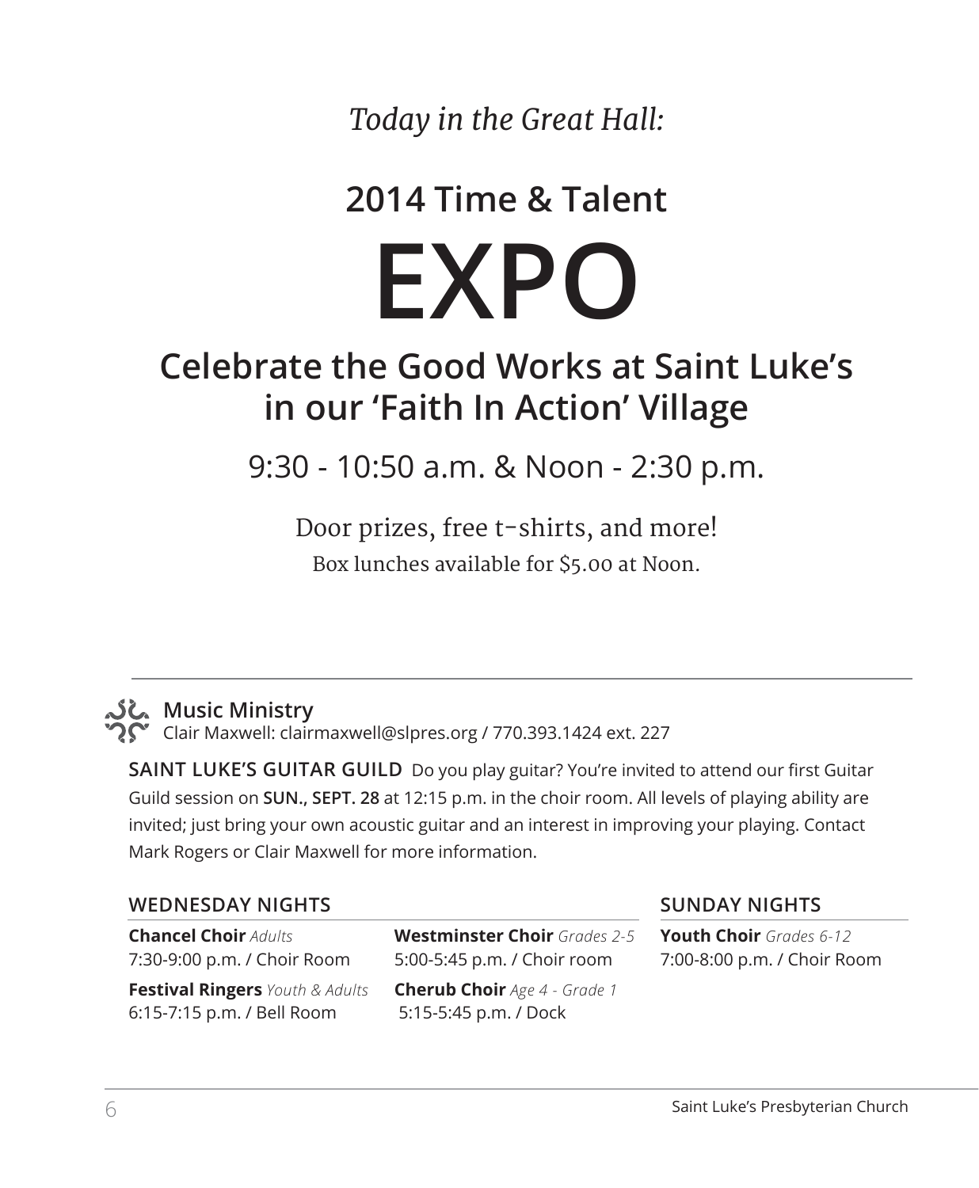*Today in the Great Hall:*

## 2014 Time & Talent

# EXPO

## Celebrate the Good Works at Saint Luke's in our 'Faith In Action' Village

9:30 - 10:50 a.m. & Noon - 2:30 p.m.

Door prizes, free t-shirts, and more!

Box lunches available for $5.00 at Noon.

---

### Music Ministry

Clair Maxwell: clairmaxwell@slpres.org / 770.393.1424 ext. 227

**SAINT LUKE'S GUITAR GUILD** Do you play guitar? You're invited to attend our first Guitar Guild session on **SUN., SEPT. 28** at 12:15 p.m. in the choir room. All levels of playing ability are invited; just bring your own acoustic guitar and an interest in improving your playing. Contact Mark Rogers or Clair Maxwell for more information.

**WEDNESDAY NIGHTS**

**Chancel Choir** *Adults*
7:30-9:00 p.m. / Choir Room

**Festival Ringers** *Youth & Adults*
6:15-7:15 p.m. / Bell Room

**Westminster Choir** *Grades 2-5*
5:00-5:45 p.m. / Choir room

**Cherub Choir** *Age 4 - Grade 1*
5:15-5:45 p.m. / Dock

**SUNDAY NIGHTS**

**Youth Choir** *Grades 6-12*
7:00-8:00 p.m. / Choir Room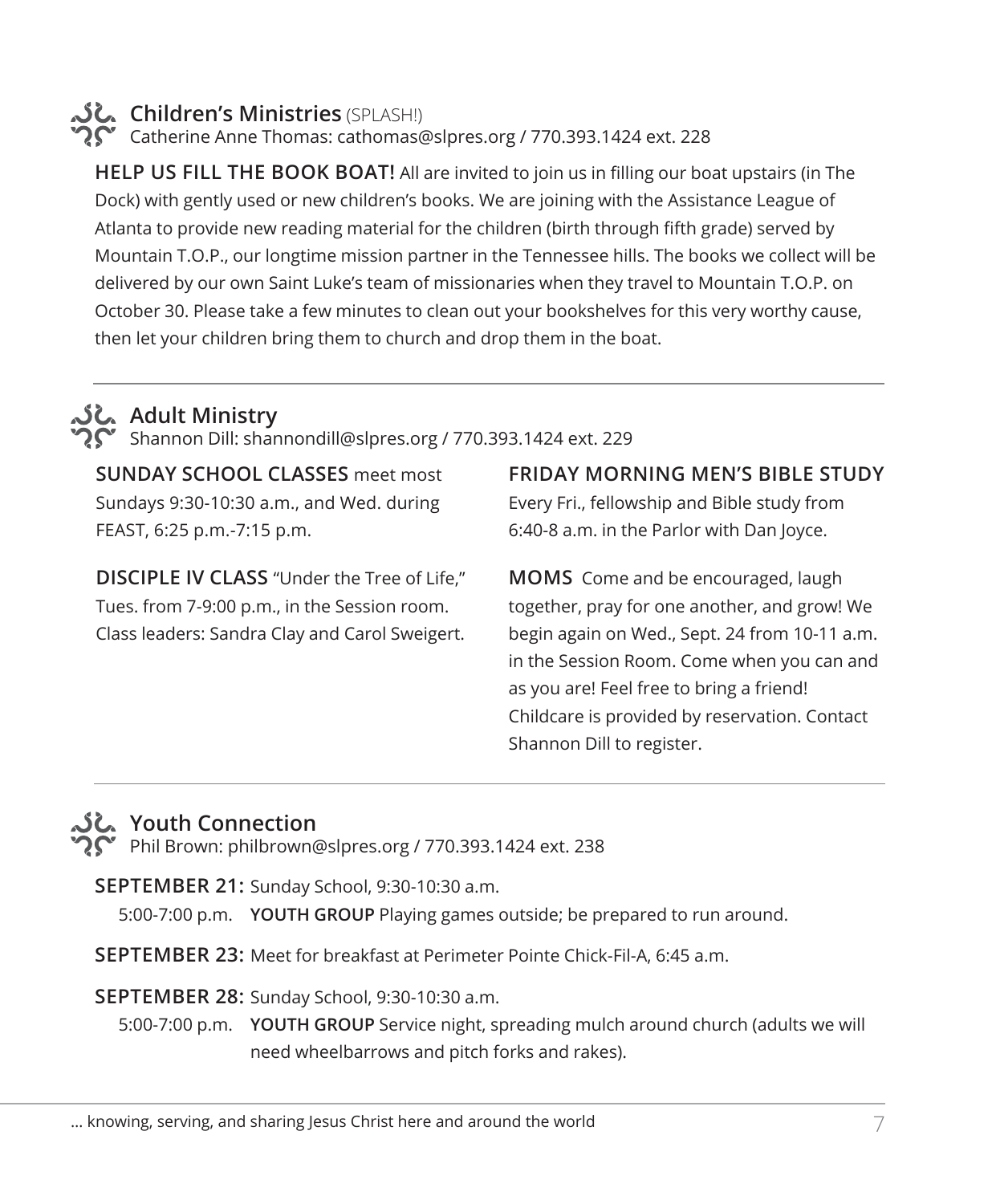## Children's Ministries (SPLASH!)

Catherine Anne Thomas: cathomas@slpres.org / 770.393.1424 ext. 228

**HELP US FILL THE BOOK BOAT!** All are invited to join us in filling our boat upstairs (in The Dock) with gently used or new children's books. We are joining with the Assistance League of Atlanta to provide new reading material for the children (birth through fifth grade) served by Mountain T.O.P., our longtime mission partner in the Tennessee hills. The books we collect will be delivered by our own Saint Luke's team of missionaries when they travel to Mountain T.O.P. on October 30. Please take a few minutes to clean out your bookshelves for this very worthy cause, then let your children bring them to church and drop them in the boat.

---

## Adult Ministry

Shannon Dill: shannondill@slpres.org / 770.393.1424 ext. 229

**SUNDAY SCHOOL CLASSES** meet most Sundays 9:30-10:30 a.m., and Wed. during FEAST, 6:25 p.m.-7:15 p.m.

**DISCIPLE IV CLASS** "Under the Tree of Life," Tues. from 7-9:00 p.m., in the Session room. Class leaders: Sandra Clay and Carol Sweigert.

**FRIDAY MORNING MEN'S BIBLE STUDY** Every Fri., fellowship and Bible study from 6:40-8 a.m. in the Parlor with Dan Joyce.

**MOMS** Come and be encouraged, laugh together, pray for one another, and grow! We begin again on Wed., Sept. 24 from 10-11 a.m. in the Session Room. Come when you can and as you are! Feel free to bring a friend! Childcare is provided by reservation. Contact Shannon Dill to register.

---

## Youth Connection

Phil Brown: philbrown@slpres.org / 770.393.1424 ext. 238

**SEPTEMBER 21:** Sunday School, 9:30-10:30 a.m.
5:00-7:00 p.m. **YOUTH GROUP** Playing games outside; be prepared to run around.

**SEPTEMBER 23:** Meet for breakfast at Perimeter Pointe Chick-Fil-A, 6:45 a.m.

**SEPTEMBER 28:** Sunday School, 9:30-10:30 a.m.
5:00-7:00 p.m. **YOUTH GROUP** Service night, spreading mulch around church (adults we will need wheelbarrows and pitch forks and rakes).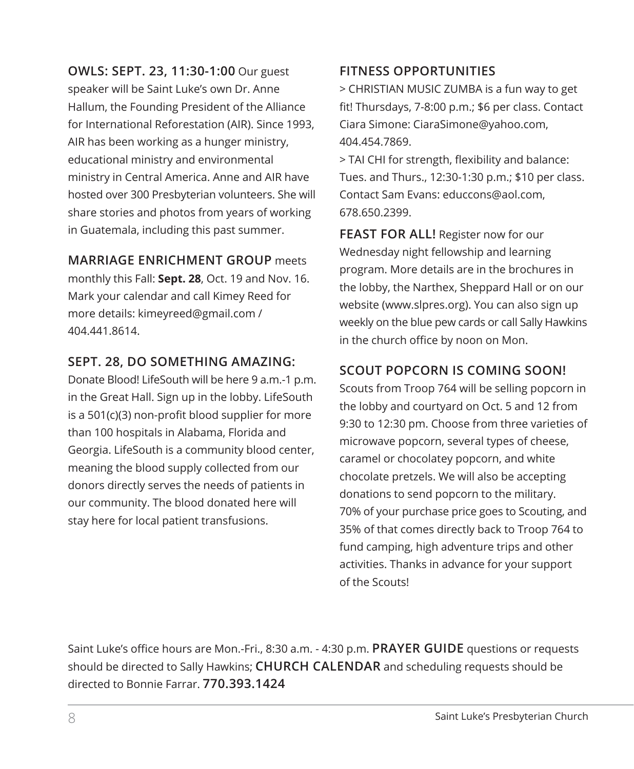**OWLS: SEPT. 23, 11:30-1:00** Our guest speaker will be Saint Luke's own Dr. Anne Hallum, the Founding President of the Alliance for International Reforestation (AIR). Since 1993, AIR has been working as a hunger ministry, educational ministry and environmental ministry in Central America. Anne and AIR have hosted over 300 Presbyterian volunteers. She will share stories and photos from years of working in Guatemala, including this past summer.

**MARRIAGE ENRICHMENT GROUP** meets monthly this Fall: **Sept. 28**, Oct. 19 and Nov. 16. Mark your calendar and call Kimey Reed for more details: kimeyreed@gmail.com / 404.441.8614.

**SEPT. 28, DO SOMETHING AMAZING:**
Donate Blood! LifeSouth will be here 9 a.m.-1 p.m. in the Great Hall. Sign up in the lobby. LifeSouth is a 501(c)(3) non-profit blood supplier for more than 100 hospitals in Alabama, Florida and Georgia. LifeSouth is a community blood center, meaning the blood supply collected from our donors directly serves the needs of patients in our community. The blood donated here will stay here for local patient transfusions.

**FITNESS OPPORTUNITIES**

> CHRISTIAN MUSIC ZUMBA is a fun way to get fit! Thursdays, 7-8:00 p.m.; $6 per class. Contact Ciara Simone: CiaraSimone@yahoo.com, 404.454.7869.

> TAI CHI for strength, flexibility and balance: Tues. and Thurs., 12:30-1:30 p.m.; $10 per class. Contact Sam Evans: educcons@aol.com, 678.650.2399.

**FEAST FOR ALL!** Register now for our Wednesday night fellowship and learning program. More details are in the brochures in the lobby, the Narthex, Sheppard Hall or on our website (www.slpres.org). You can also sign up weekly on the blue pew cards or call Sally Hawkins in the church office by noon on Mon.

**SCOUT POPCORN IS COMING SOON!**
Scouts from Troop 764 will be selling popcorn in the lobby and courtyard on Oct. 5 and 12 from 9:30 to 12:30 pm. Choose from three varieties of microwave popcorn, several types of cheese, caramel or chocolatey popcorn, and white chocolate pretzels. We will also be accepting donations to send popcorn to the military. 70% of your purchase price goes to Scouting, and 35% of that comes directly back to Troop 764 to fund camping, high adventure trips and other activities. Thanks in advance for your support of the Scouts!

Saint Luke's office hours are Mon.-Fri., 8:30 a.m. - 4:30 p.m. **PRAYER GUIDE** questions or requests should be directed to Sally Hawkins; **CHURCH CALENDAR** and scheduling requests should be directed to Bonnie Farrar. **770.393.1424**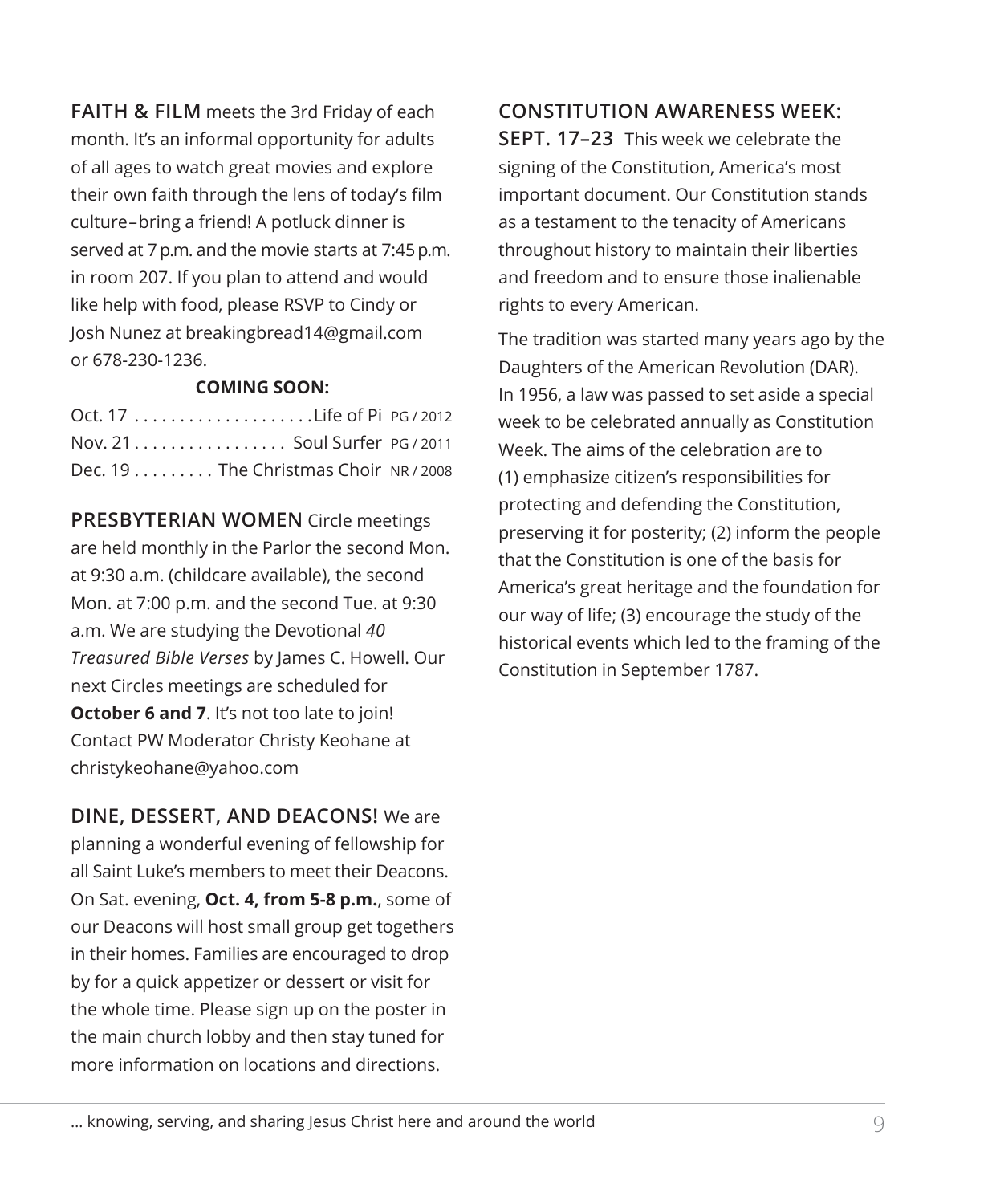**FAITH & FILM** meets the 3rd Friday of each month. It's an informal opportunity for adults of all ages to watch great movies and explore their own faith through the lens of today's film culture–bring a friend! A potluck dinner is served at 7 p.m. and the movie starts at 7:45 p.m. in room 207. If you plan to attend and would like help with food, please RSVP to Cindy or Josh Nunez at breakingbread14@gmail.com or 678-230-1236.

**COMING SOON:**

| Date | Film | Rating / Year |
|---|---|---|
| Oct. 17 | Life of Pi | PG / 2012 |
| Nov. 21 | Soul Surfer | PG / 2011 |
| Dec. 19 | The Christmas Choir | NR / 2008 |

**PRESBYTERIAN WOMEN** Circle meetings are held monthly in the Parlor the second Mon. at 9:30 a.m. (childcare available), the second Mon. at 7:00 p.m. and the second Tue. at 9:30 a.m. We are studying the Devotional *40 Treasured Bible Verses* by James C. Howell. Our next Circles meetings are scheduled for **October 6 and 7**. It's not too late to join! Contact PW Moderator Christy Keohane at christykeohane@yahoo.com

**DINE, DESSERT, AND DEACONS!** We are planning a wonderful evening of fellowship for all Saint Luke's members to meet their Deacons. On Sat. evening, **Oct. 4, from 5-8 p.m.**, some of our Deacons will host small group get togethers in their homes. Families are encouraged to drop by for a quick appetizer or dessert or visit for the whole time. Please sign up on the poster in the main church lobby and then stay tuned for more information on locations and directions.

**CONSTITUTION AWARENESS WEEK: SEPT. 17–23** This week we celebrate the signing of the Constitution, America's most important document. Our Constitution stands as a testament to the tenacity of Americans throughout history to maintain their liberties and freedom and to ensure those inalienable rights to every American.

The tradition was started many years ago by the Daughters of the American Revolution (DAR). In 1956, a law was passed to set aside a special week to be celebrated annually as Constitution Week. The aims of the celebration are to (1) emphasize citizen's responsibilities for protecting and defending the Constitution, preserving it for posterity; (2) inform the people that the Constitution is one of the basis for America's great heritage and the foundation for our way of life; (3) encourage the study of the historical events which led to the framing of the Constitution in September 1787.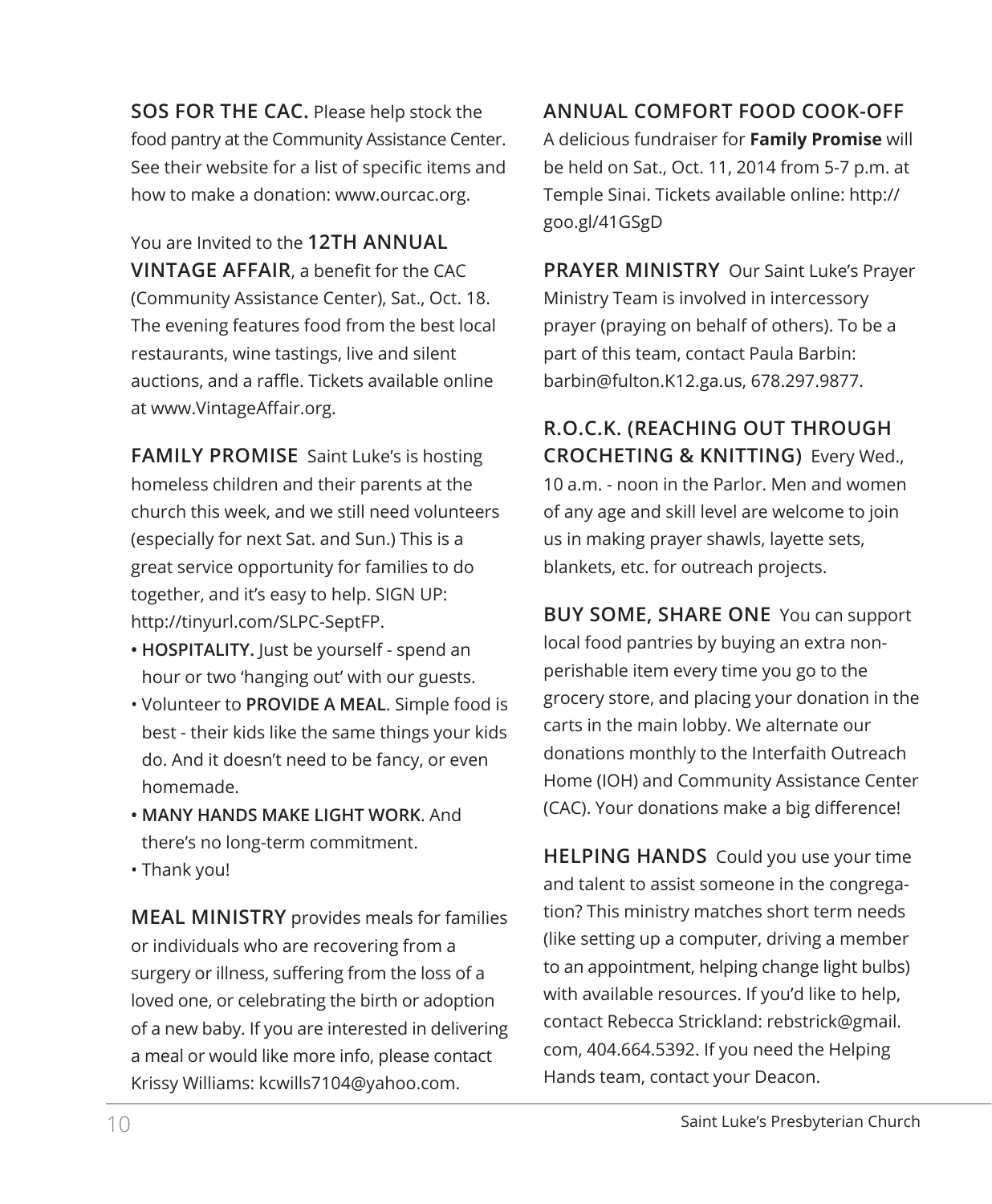**SOS FOR THE CAC.** Please help stock the food pantry at the Community Assistance Center. See their website for a list of specific items and how to make a donation: www.ourcac.org.

You are Invited to the **12TH ANNUAL VINTAGE AFFAIR**, a benefit for the CAC (Community Assistance Center), Sat., Oct. 18. The evening features food from the best local restaurants, wine tastings, live and silent auctions, and a raffle. Tickets available online at www.VintageAffair.org.

**FAMILY PROMISE** Saint Luke's is hosting homeless children and their parents at the church this week, and we still need volunteers (especially for next Sat. and Sun.) This is a great service opportunity for families to do together, and it's easy to help. SIGN UP: http://tinyurl.com/SLPC-SeptFP.

- **HOSPITALITY.** Just be yourself - spend an hour or two 'hanging out' with our guests.
- Volunteer to **PROVIDE A MEAL**. Simple food is best - their kids like the same things your kids do. And it doesn't need to be fancy, or even homemade.
- **MANY HANDS MAKE LIGHT WORK**. And there's no long-term commitment.
- Thank you!

**MEAL MINISTRY** provides meals for families or individuals who are recovering from a surgery or illness, suffering from the loss of a loved one, or celebrating the birth or adoption of a new baby. If you are interested in delivering a meal or would like more info, please contact Krissy Williams: kcwills7104@yahoo.com.

**ANNUAL COMFORT FOOD COOK-OFF**
A delicious fundraiser for **Family Promise** will be held on Sat., Oct. 11, 2014 from 5-7 p.m. at Temple Sinai. Tickets available online: http://goo.gl/41GSgD

**PRAYER MINISTRY** Our Saint Luke's Prayer Ministry Team is involved in intercessory prayer (praying on behalf of others). To be a part of this team, contact Paula Barbin: barbin@fulton.K12.ga.us, 678.297.9877.

**R.O.C.K. (REACHING OUT THROUGH CROCHETING & KNITTING)** Every Wed., 10 a.m. - noon in the Parlor. Men and women of any age and skill level are welcome to join us in making prayer shawls, layette sets, blankets, etc. for outreach projects.

**BUY SOME, SHARE ONE** You can support local food pantries by buying an extra non-perishable item every time you go to the grocery store, and placing your donation in the carts in the main lobby. We alternate our donations monthly to the Interfaith Outreach Home (IOH) and Community Assistance Center (CAC). Your donations make a big difference!

**HELPING HANDS** Could you use your time and talent to assist someone in the congregation? This ministry matches short term needs (like setting up a computer, driving a member to an appointment, helping change light bulbs) with available resources. If you'd like to help, contact Rebecca Strickland: rebstrick@gmail.com, 404.664.5392. If you need the Helping Hands team, contact your Deacon.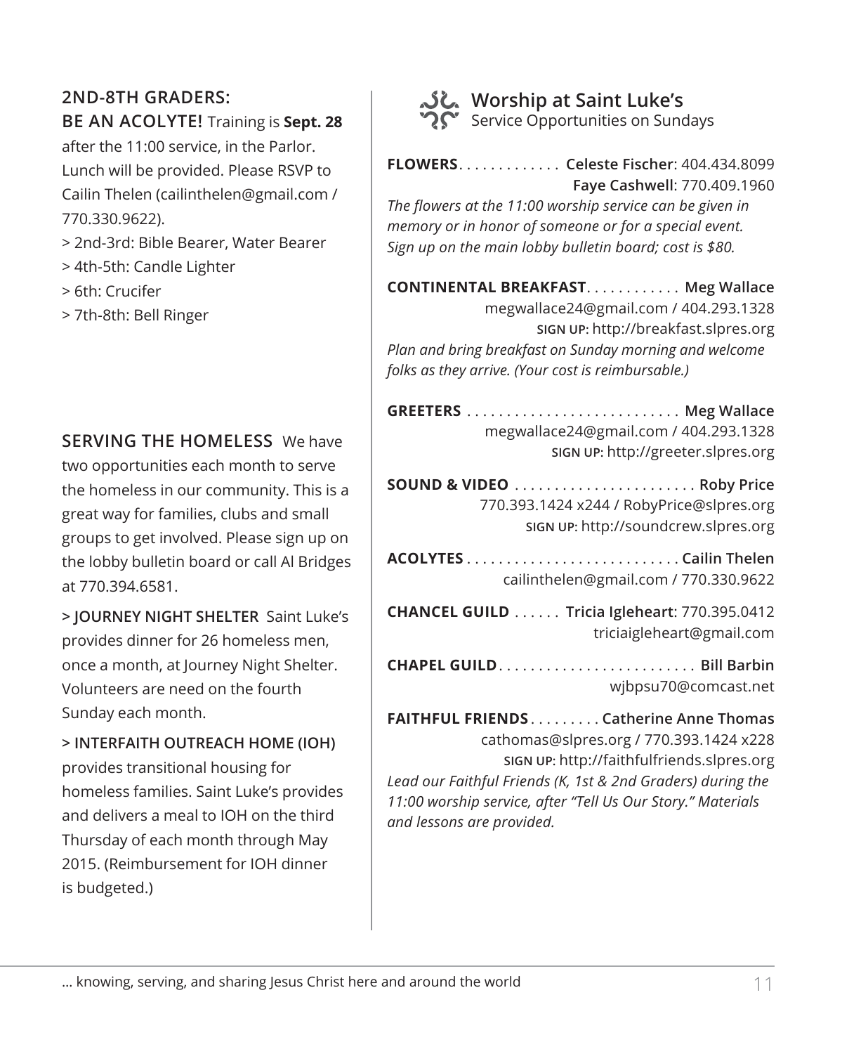## 2ND-8TH GRADERS: BE AN ACOLYTE!

Training is **Sept. 28** after the 11:00 service, in the Parlor. Lunch will be provided. Please RSVP to Cailin Thelen (cailinthelen@gmail.com / 770.330.9622).

> 2nd-3rd: Bible Bearer, Water Bearer
> 4th-5th: Candle Lighter
> 6th: Crucifer
> 7th-8th: Bell Ringer

## SERVING THE HOMELESS

We have two opportunities each month to serve the homeless in our community. This is a great way for families, clubs and small groups to get involved. Please sign up on the lobby bulletin board or call Al Bridges at 770.394.6581.

**> JOURNEY NIGHT SHELTER** Saint Luke's provides dinner for 26 homeless men, once a month, at Journey Night Shelter. Volunteers are need on the fourth Sunday each month.

**> INTERFAITH OUTREACH HOME (IOH)** provides transitional housing for homeless families. Saint Luke's provides and delivers a meal to IOH on the third Thursday of each month through May 2015. (Reimbursement for IOH dinner is budgeted.)

## Worship at Saint Luke's

Service Opportunities on Sundays

**FLOWERS** . . . . . . . . . . . . . **Celeste Fischer**: 404.434.8099
**Faye Cashwell**: 770.409.1960
*The flowers at the 11:00 worship service can be given in memory or in honor of someone or for a special event. Sign up on the main lobby bulletin board; cost is $80.*

**CONTINENTAL BREAKFAST** . . . . . . . . . . . . **Meg Wallace**
megwallace24@gmail.com / 404.293.1328
**SIGN UP:** http://breakfast.slpres.org
*Plan and bring breakfast on Sunday morning and welcome folks as they arrive. (Your cost is reimbursable.)*

**GREETERS** . . . . . . . . . . . . . . . . . . . . . . . . . . . **Meg Wallace**
megwallace24@gmail.com / 404.293.1328
**SIGN UP:** http://greeter.slpres.org

**SOUND & VIDEO** . . . . . . . . . . . . . . . . . . . . . . . **Roby Price**
770.393.1424 x244 / RobyPrice@slpres.org
**SIGN UP:** http://soundcrew.slpres.org

**ACOLYTES** . . . . . . . . . . . . . . . . . . . . . . . . . . . **Cailin Thelen**
cailinthelen@gmail.com / 770.330.9622

**CHANCEL GUILD** . . . . . . **Tricia Igleheart**: 770.395.0412
triciaigleheart@gmail.com

**CHAPEL GUILD** . . . . . . . . . . . . . . . . . . . . . . . . . **Bill Barbin**
wjbpsu70@comcast.net

**FAITHFUL FRIENDS** . . . . . . . . . **Catherine Anne Thomas**
cathomas@slpres.org / 770.393.1424 x228
**SIGN UP:** http://faithfulfriends.slpres.org
*Lead our Faithful Friends (K, 1st & 2nd Graders) during the 11:00 worship service, after "Tell Us Our Story." Materials and lessons are provided.*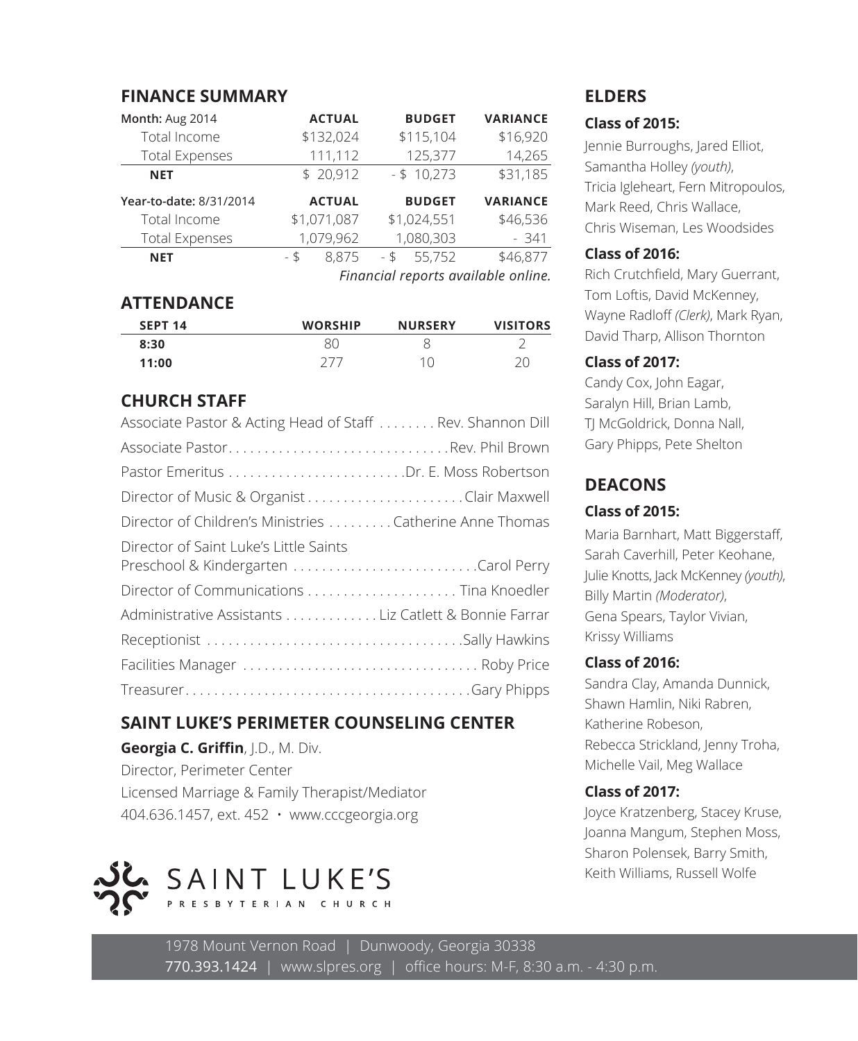## FINANCE SUMMARY

| Month: Aug 2014 | ACTUAL | BUDGET | VARIANCE |
|---|---|---|---|
| Total Income | $132,024 | $115,104 | $16,920 |
| Total Expenses | 111,112 | 125,377 | 14,265 |
| **NET** | $ 20,912 | - $ 10,273 | $31,185 |

| Year-to-date: 8/31/2014 | ACTUAL | BUDGET | VARIANCE |
|---|---|---|---|
| Total Income | $1,071,087 | $1,024,551 | $46,536 |
| Total Expenses | 1,079,962 | 1,080,303 | - 341 |
| **NET** | - $ 8,875 | - $ 55,752 | $46,877 |

*Financial reports available online.*

## ATTENDANCE

| SEPT 14 | WORSHIP | NURSERY | VISITORS |
|---|---|---|---|
| 8:30 | 80 | 8 | 2 |
| 11:00 | 277 | 10 | 20 |

## CHURCH STAFF

Associate Pastor & Acting Head of Staff . . . . . . . . Rev. Shannon Dill
Associate Pastor. . . . . . . . . . . . . . . . . . . . . . . . . . . . . . .Rev. Phil Brown
Pastor Emeritus . . . . . . . . . . . . . . . . . . . . . . . . .Dr. E. Moss Robertson
Director of Music & Organist . . . . . . . . . . . . . . . . . . . . . . Clair Maxwell
Director of Children's Ministries . . . . . . . . . Catherine Anne Thomas
Director of Saint Luke's Little Saints Preschool & Kindergarten . . . . . . . . . . . . . . . . . . . . . . . . .Carol Perry
Director of Communications . . . . . . . . . . . . . . . . . . . . . Tina Knoedler
Administrative Assistants . . . . . . . . . . . . . Liz Catlett & Bonnie Farrar
Receptionist . . . . . . . . . . . . . . . . . . . . . . . . . . . . . . . . . . . .Sally Hawkins
Facilities Manager . . . . . . . . . . . . . . . . . . . . . . . . . . . . . . . . Roby Price
Treasurer. . . . . . . . . . . . . . . . . . . . . . . . . . . . . . . . . . . . . . . .Gary Phipps

## SAINT LUKE'S PERIMETER COUNSELING CENTER

**Georgia C. Griffin**, J.D., M. Div.
Director, Perimeter Center
Licensed Marriage & Family Therapist/Mediator
404.636.1457, ext. 452 • www.cccgeorgia.org

SAINT LUKE'S
PRESBYTERIAN CHURCH

## ELDERS

### Class of 2015:

Jennie Burroughs, Jared Elliot, Samantha Holley *(youth)*, Tricia Igleheart, Fern Mitropoulos, Mark Reed, Chris Wallace, Chris Wiseman, Les Woodsides

### Class of 2016:

Rich Crutchfield, Mary Guerrant, Tom Loftis, David McKenney, Wayne Radloff *(Clerk)*, Mark Ryan, David Tharp, Allison Thornton

### Class of 2017:

Candy Cox, John Eagar, Saralyn Hill, Brian Lamb, TJ McGoldrick, Donna Nall, Gary Phipps, Pete Shelton

## DEACONS

### Class of 2015:

Maria Barnhart, Matt Biggerstaff, Sarah Caverhill, Peter Keohane, Julie Knotts, Jack McKenney *(youth)*, Billy Martin *(Moderator)*, Gena Spears, Taylor Vivian, Krissy Williams

### Class of 2016:

Sandra Clay, Amanda Dunnick, Shawn Hamlin, Niki Rabren, Katherine Robeson, Rebecca Strickland, Jenny Troha, Michelle Vail, Meg Wallace

### Class of 2017:

Joyce Kratzenberg, Stacey Kruse, Joanna Mangum, Stephen Moss, Sharon Polensek, Barry Smith, Keith Williams, Russell Wolfe

1978 Mount Vernon Road | Dunwoody, Georgia 30338
770.393.1424 | www.slpres.org | office hours: M-F, 8:30 a.m. - 4:30 p.m.